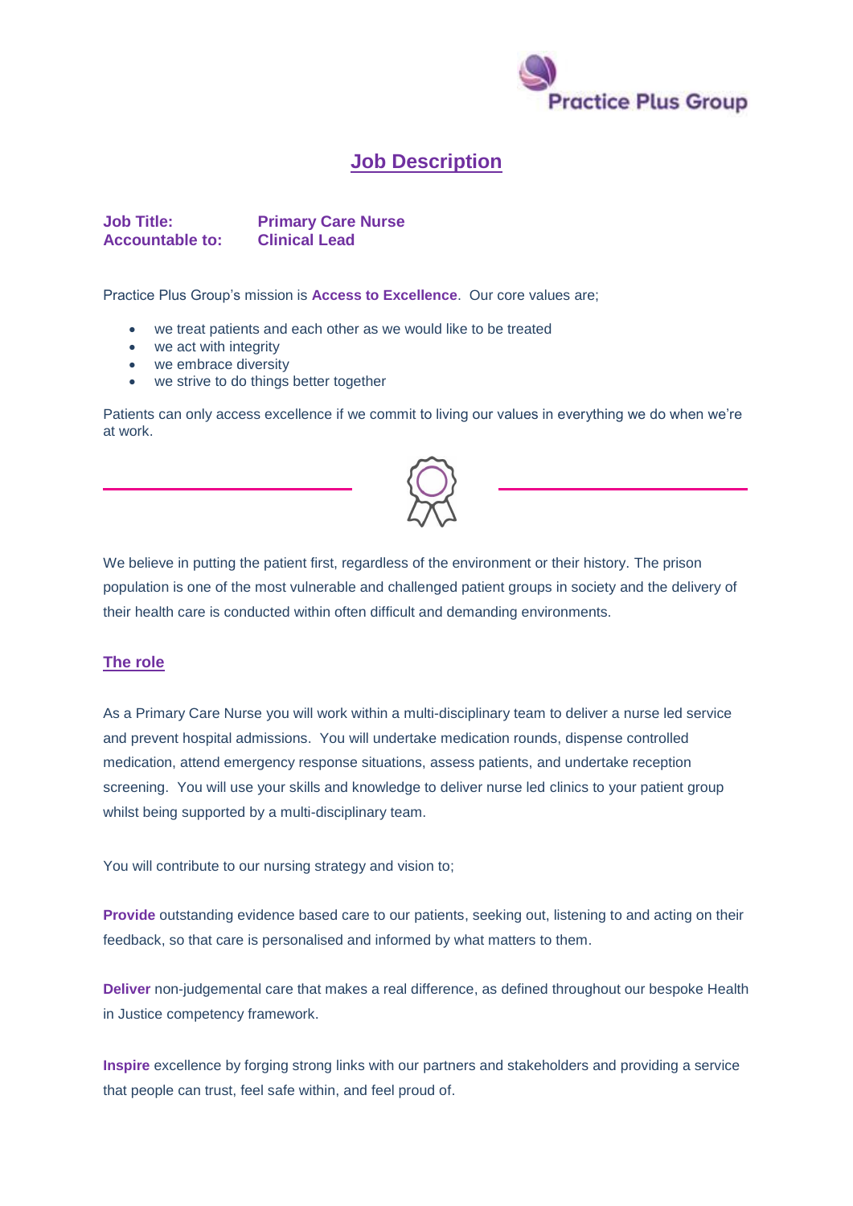# Job Description

**Job Title:** **Primary Care Nurse**
**Accountable to:** **Clinical Lead**

Practice Plus Group's mission is **Access to Excellence**. Our core values are;

- we treat patients and each other as we would like to be treated
- we act with integrity
- we embrace diversity
- we strive to do things better together

Patients can only access excellence if we commit to living our values in everything we do when we're at work.

We believe in putting the patient first, regardless of the environment or their history. The prison population is one of the most vulnerable and challenged patient groups in society and the delivery of their health care is conducted within often difficult and demanding environments.

## The role

As a Primary Care Nurse you will work within a multi-disciplinary team to deliver a nurse led service and prevent hospital admissions. You will undertake medication rounds, dispense controlled medication, attend emergency response situations, assess patients, and undertake reception screening. You will use your skills and knowledge to deliver nurse led clinics to your patient group whilst being supported by a multi-disciplinary team.

You will contribute to our nursing strategy and vision to;

**Provide** outstanding evidence based care to our patients, seeking out, listening to and acting on their feedback, so that care is personalised and informed by what matters to them.

**Deliver** non-judgemental care that makes a real difference, as defined throughout our bespoke Health in Justice competency framework.

**Inspire** excellence by forging strong links with our partners and stakeholders and providing a service that people can trust, feel safe within, and feel proud of.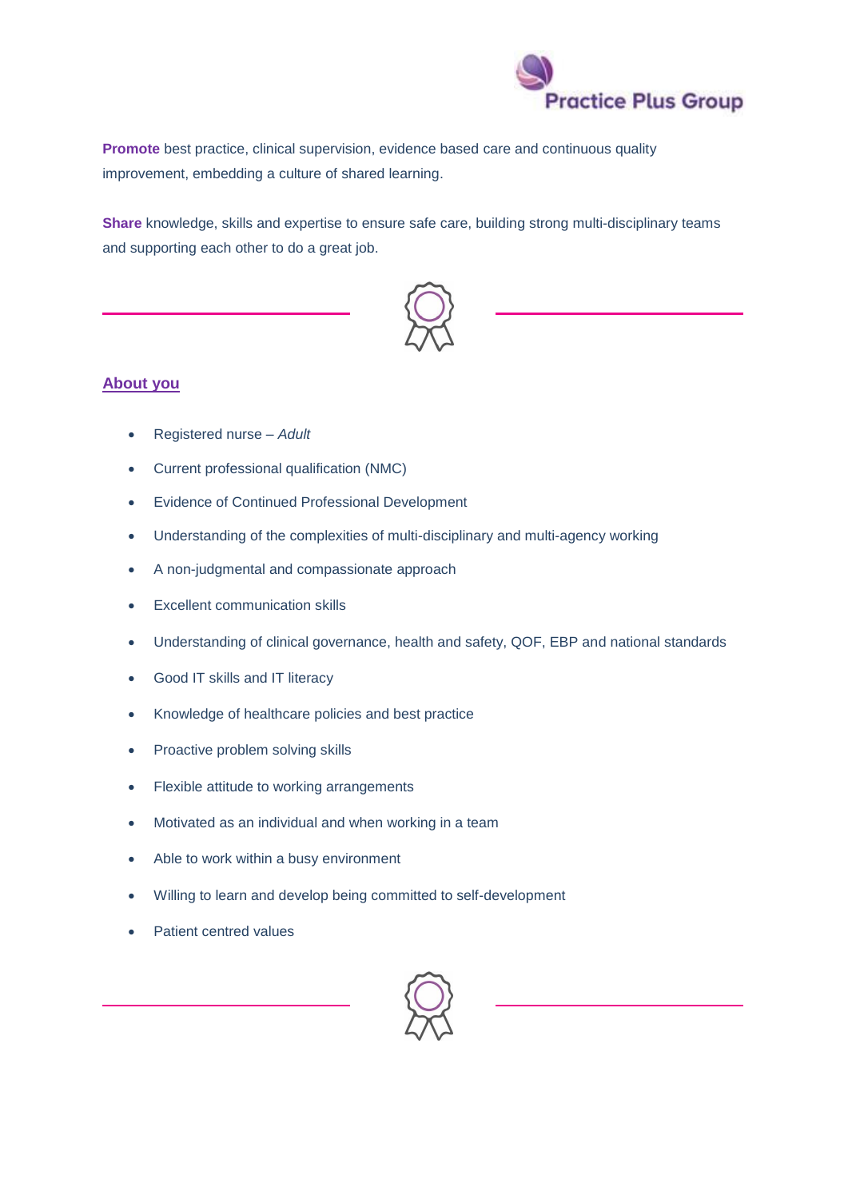**Promote** best practice, clinical supervision, evidence based care and continuous quality improvement, embedding a culture of shared learning.

**Share** knowledge, skills and expertise to ensure safe care, building strong multi-disciplinary teams and supporting each other to do a great job.

## About you

- Registered nurse – *Adult*
- Current professional qualification (NMC)
- Evidence of Continued Professional Development
- Understanding of the complexities of multi-disciplinary and multi-agency working
- A non-judgmental and compassionate approach
- Excellent communication skills
- Understanding of clinical governance, health and safety, QOF, EBP and national standards
- Good IT skills and IT literacy
- Knowledge of healthcare policies and best practice
- Proactive problem solving skills
- Flexible attitude to working arrangements
- Motivated as an individual and when working in a team
- Able to work within a busy environment
- Willing to learn and develop being committed to self-development
- Patient centred values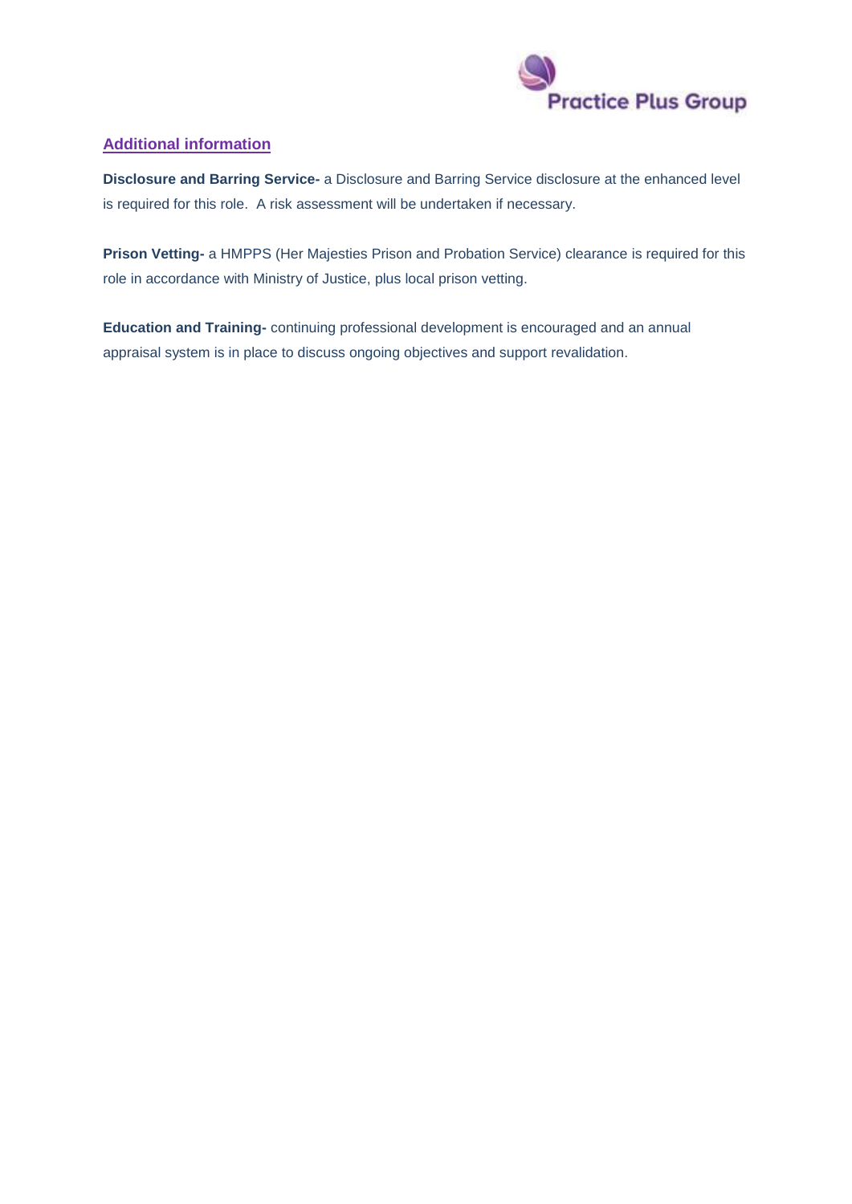## Additional information

**Disclosure and Barring Service-** a Disclosure and Barring Service disclosure at the enhanced level is required for this role. A risk assessment will be undertaken if necessary.

**Prison Vetting-** a HMPPS (Her Majesties Prison and Probation Service) clearance is required for this role in accordance with Ministry of Justice, plus local prison vetting.

**Education and Training-** continuing professional development is encouraged and an annual appraisal system is in place to discuss ongoing objectives and support revalidation.